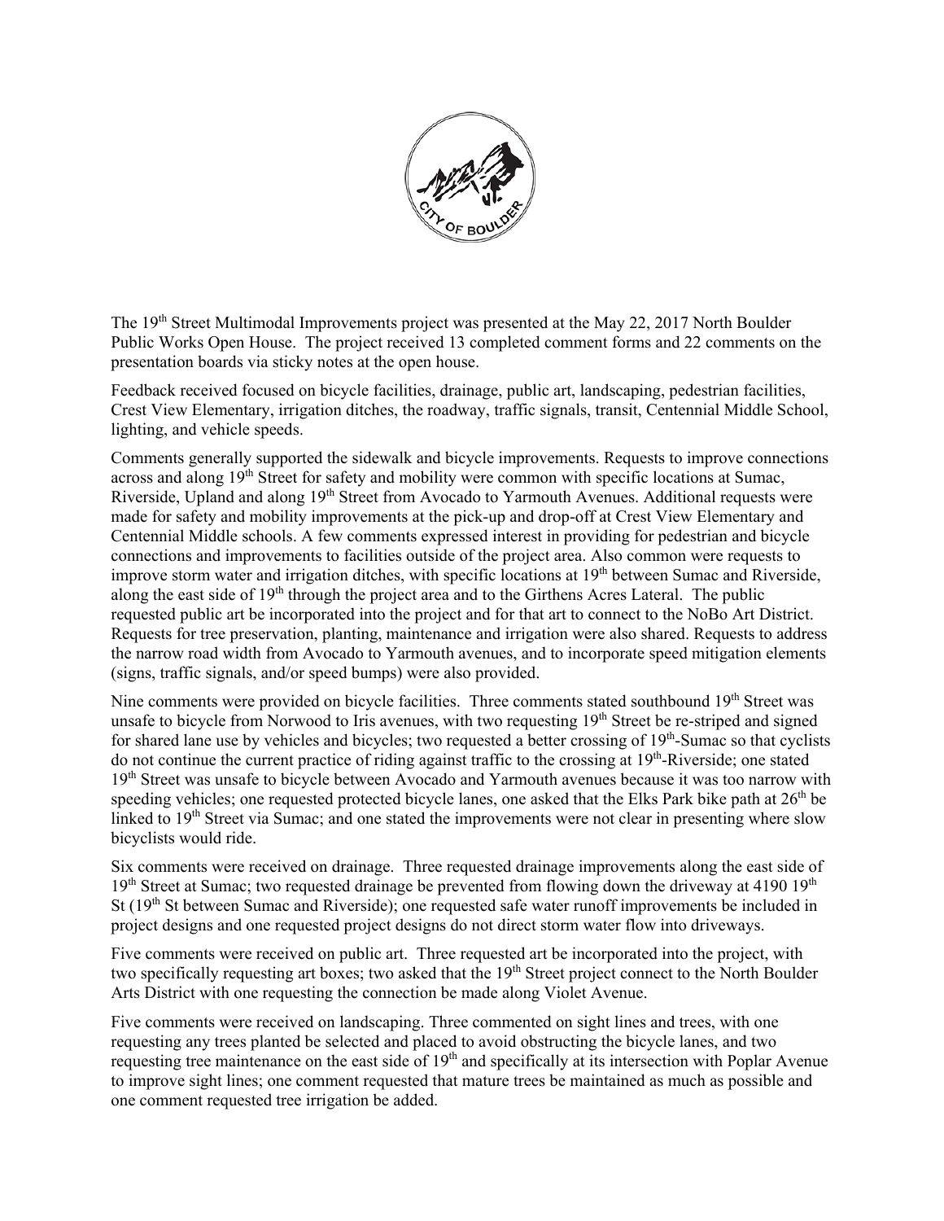The 19th Street Multimodal Improvements project was presented at the May 22, 2017 North Boulder Public Works Open House. The project received 13 completed comment forms and 22 comments on the presentation boards via sticky notes at the open house.

Feedback received focused on bicycle facilities, drainage, public art, landscaping, pedestrian facilities, Crest View Elementary, irrigation ditches, the roadway, traffic signals, transit, Centennial Middle School, lighting, and vehicle speeds.

Comments generally supported the sidewalk and bicycle improvements. Requests to improve connections across and along 19th Street for safety and mobility were common with specific locations at Sumac, Riverside, Upland and along 19th Street from Avocado to Yarmouth Avenues. Additional requests were made for safety and mobility improvements at the pick-up and drop-off at Crest View Elementary and Centennial Middle schools. A few comments expressed interest in providing for pedestrian and bicycle connections and improvements to facilities outside of the project area. Also common were requests to improve storm water and irrigation ditches, with specific locations at 19th between Sumac and Riverside, along the east side of 19th through the project area and to the Girthens Acres Lateral. The public requested public art be incorporated into the project and for that art to connect to the NoBo Art District. Requests for tree preservation, planting, maintenance and irrigation were also shared. Requests to address the narrow road width from Avocado to Yarmouth avenues, and to incorporate speed mitigation elements (signs, traffic signals, and/or speed bumps) were also provided.

Nine comments were provided on bicycle facilities. Three comments stated southbound 19th Street was unsafe to bicycle from Norwood to Iris avenues, with two requesting 19th Street be re-striped and signed for shared lane use by vehicles and bicycles; two requested a better crossing of 19th-Sumac so that cyclists do not continue the current practice of riding against traffic to the crossing at 19th-Riverside; one stated 19th Street was unsafe to bicycle between Avocado and Yarmouth avenues because it was too narrow with speeding vehicles; one requested protected bicycle lanes, one asked that the Elks Park bike path at 26th be linked to 19th Street via Sumac; and one stated the improvements were not clear in presenting where slow bicyclists would ride.

Six comments were received on drainage. Three requested drainage improvements along the east side of 19th Street at Sumac; two requested drainage be prevented from flowing down the driveway at 4190 19th St (19th St between Sumac and Riverside); one requested safe water runoff improvements be included in project designs and one requested project designs do not direct storm water flow into driveways.

Five comments were received on public art. Three requested art be incorporated into the project, with two specifically requesting art boxes; two asked that the 19th Street project connect to the North Boulder Arts District with one requesting the connection be made along Violet Avenue.

Five comments were received on landscaping. Three commented on sight lines and trees, with one requesting any trees planted be selected and placed to avoid obstructing the bicycle lanes, and two requesting tree maintenance on the east side of 19th and specifically at its intersection with Poplar Avenue to improve sight lines; one comment requested that mature trees be maintained as much as possible and one comment requested tree irrigation be added.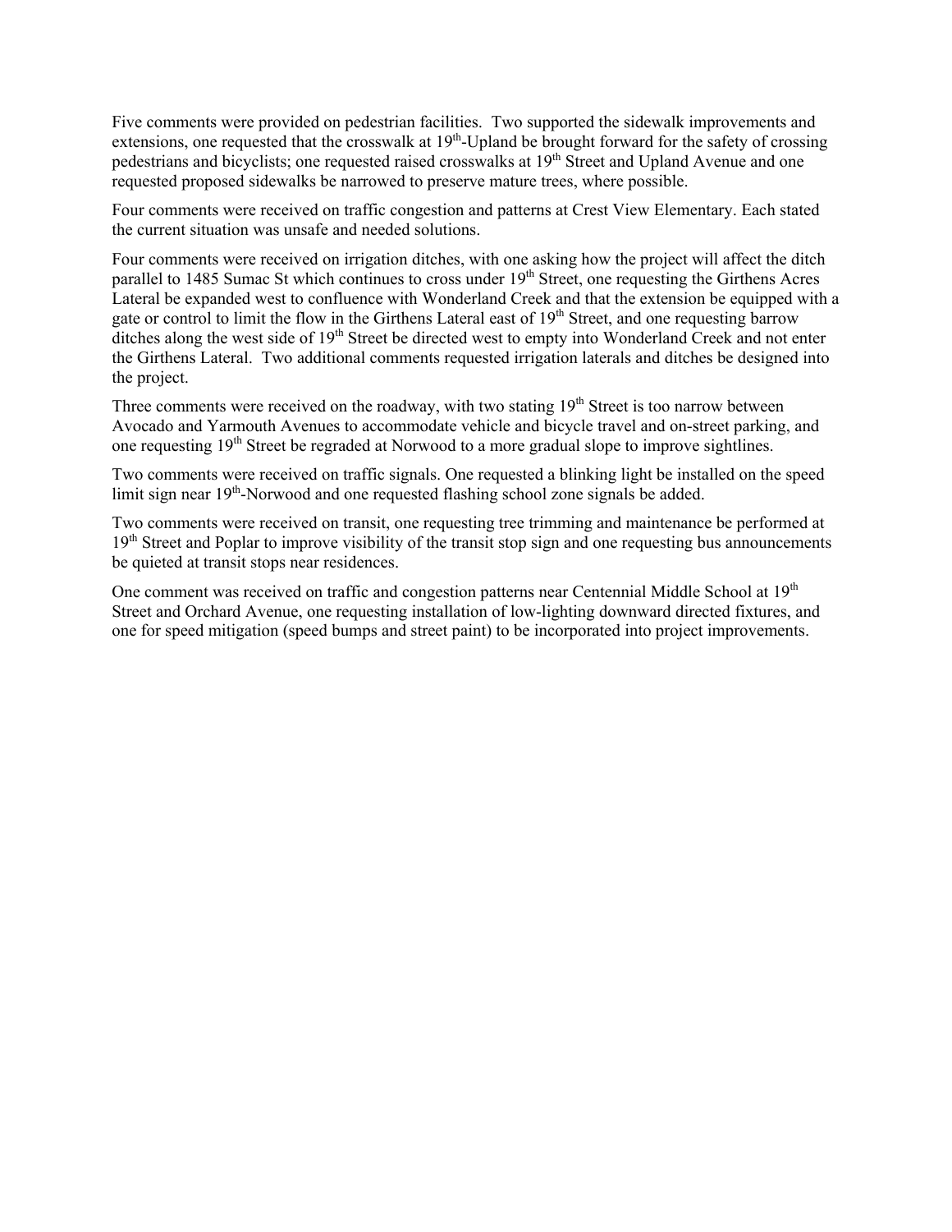Five comments were provided on pedestrian facilities. Two supported the sidewalk improvements and extensions, one requested that the crosswalk at 19th-Upland be brought forward for the safety of crossing pedestrians and bicyclists; one requested raised crosswalks at 19th Street and Upland Avenue and one requested proposed sidewalks be narrowed to preserve mature trees, where possible.

Four comments were received on traffic congestion and patterns at Crest View Elementary. Each stated the current situation was unsafe and needed solutions.

Four comments were received on irrigation ditches, with one asking how the project will affect the ditch parallel to 1485 Sumac St which continues to cross under 19th Street, one requesting the Girthens Acres Lateral be expanded west to confluence with Wonderland Creek and that the extension be equipped with a gate or control to limit the flow in the Girthens Lateral east of 19th Street, and one requesting barrow ditches along the west side of 19th Street be directed west to empty into Wonderland Creek and not enter the Girthens Lateral. Two additional comments requested irrigation laterals and ditches be designed into the project.

Three comments were received on the roadway, with two stating 19th Street is too narrow between Avocado and Yarmouth Avenues to accommodate vehicle and bicycle travel and on-street parking, and one requesting 19th Street be regraded at Norwood to a more gradual slope to improve sightlines.

Two comments were received on traffic signals. One requested a blinking light be installed on the speed limit sign near 19th-Norwood and one requested flashing school zone signals be added.

Two comments were received on transit, one requesting tree trimming and maintenance be performed at 19th Street and Poplar to improve visibility of the transit stop sign and one requesting bus announcements be quieted at transit stops near residences.

One comment was received on traffic and congestion patterns near Centennial Middle School at 19th Street and Orchard Avenue, one requesting installation of low-lighting downward directed fixtures, and one for speed mitigation (speed bumps and street paint) to be incorporated into project improvements.